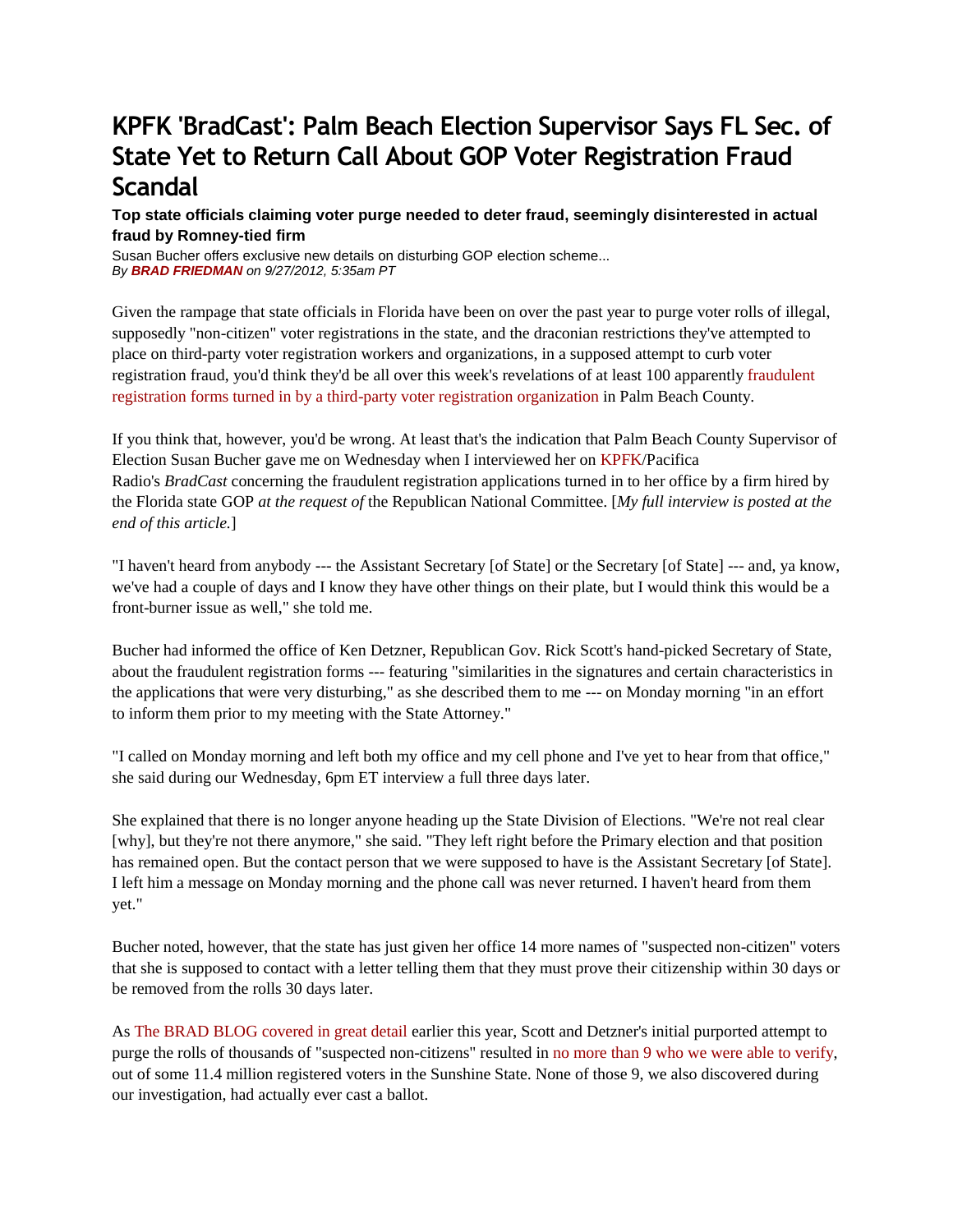# KPFK 'BradCast': Palm Beach Election Supervisor Says FL Sec. of State Yet to Return Call About GOP Voter Registration Fraud Scandal

**Top state officials claiming voter purge needed to deter fraud, seemingly disinterested in actual fraud by Romney-tied firm**

Susan Bucher offers exclusive new details on disturbing GOP election scheme...
*By **BRAD FRIEDMAN** on 9/27/2012, 5:35am PT*

Given the rampage that state officials in Florida have been on over the past year to purge voter rolls of illegal, supposedly "non-citizen" voter registrations in the state, and the draconian restrictions they've attempted to place on third-party voter registration workers and organizations, in a supposed attempt to curb voter registration fraud, you'd think they'd be all over this week's revelations of at least 100 apparently fraudulent registration forms turned in by a third-party voter registration organization in Palm Beach County.

If you think that, however, you'd be wrong. At least that's the indication that Palm Beach County Supervisor of Election Susan Bucher gave me on Wednesday when I interviewed her on KPFK/Pacifica Radio's *BradCast* concerning the fraudulent registration applications turned in to her office by a firm hired by the Florida state GOP *at the request of* the Republican National Committee. [*My full interview is posted at the end of this article.*]

"I haven't heard from anybody --- the Assistant Secretary [of State] or the Secretary [of State] --- and, ya know, we've had a couple of days and I know they have other things on their plate, but I would think this would be a front-burner issue as well," she told me.

Bucher had informed the office of Ken Detzner, Republican Gov. Rick Scott's hand-picked Secretary of State, about the fraudulent registration forms --- featuring "similarities in the signatures and certain characteristics in the applications that were very disturbing," as she described them to me --- on Monday morning "in an effort to inform them prior to my meeting with the State Attorney."

"I called on Monday morning and left both my office and my cell phone and I've yet to hear from that office," she said during our Wednesday, 6pm ET interview a full three days later.

She explained that there is no longer anyone heading up the State Division of Elections. "We're not real clear [why], but they're not there anymore," she said. "They left right before the Primary election and that position has remained open. But the contact person that we were supposed to have is the Assistant Secretary [of State]. I left him a message on Monday morning and the phone call was never returned. I haven't heard from them yet."

Bucher noted, however, that the state has just given her office 14 more names of "suspected non-citizen" voters that she is supposed to contact with a letter telling them that they must prove their citizenship within 30 days or be removed from the rolls 30 days later.

As The BRAD BLOG covered in great detail earlier this year, Scott and Detzner's initial purported attempt to purge the rolls of thousands of "suspected non-citizens" resulted in no more than 9 who we were able to verify, out of some 11.4 million registered voters in the Sunshine State. None of those 9, we also discovered during our investigation, had actually ever cast a ballot.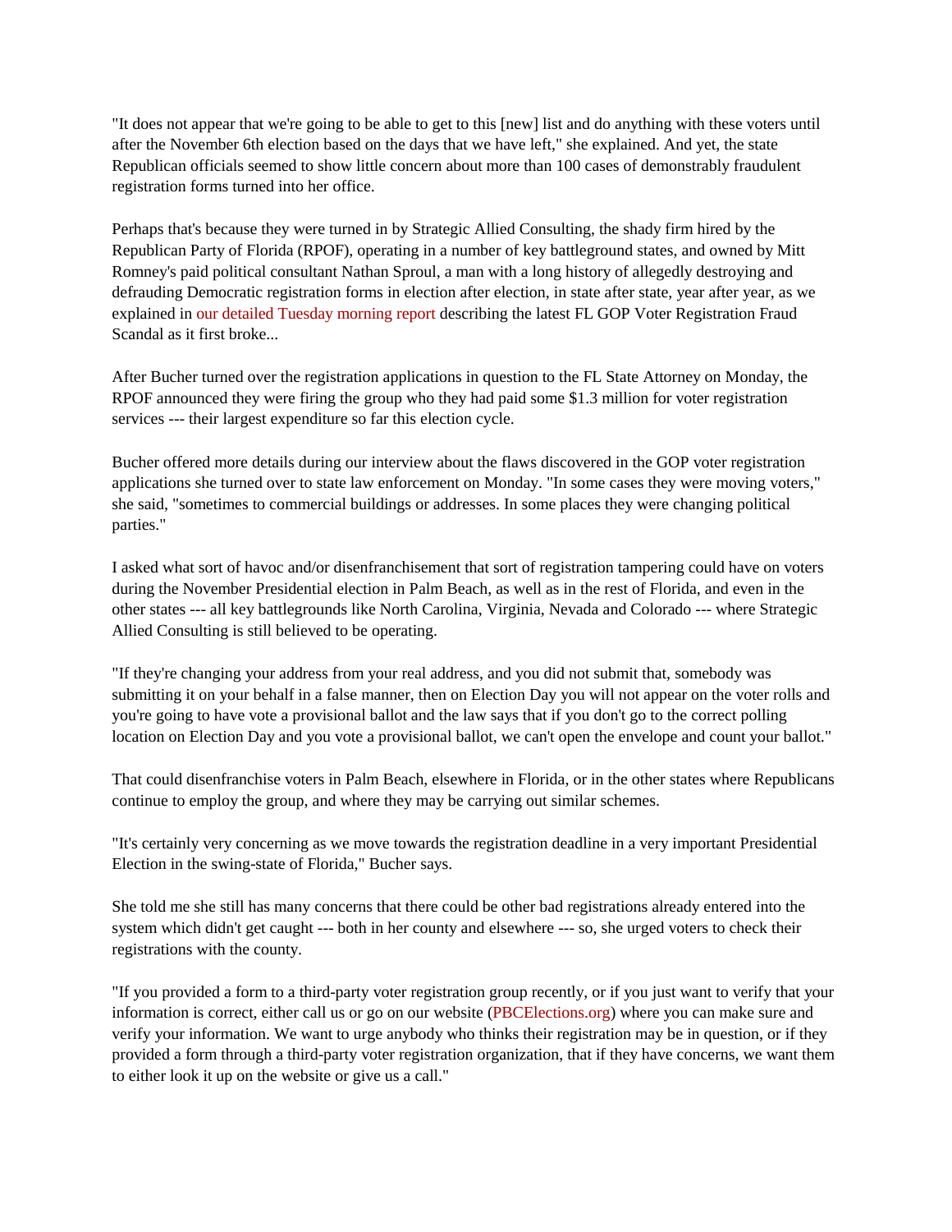"It does not appear that we're going to be able to get to this [new] list and do anything with these voters until after the November 6th election based on the days that we have left," she explained. And yet, the state Republican officials seemed to show little concern about more than 100 cases of demonstrably fraudulent registration forms turned into her office.

Perhaps that's because they were turned in by Strategic Allied Consulting, the shady firm hired by the Republican Party of Florida (RPOF), operating in a number of key battleground states, and owned by Mitt Romney's paid political consultant Nathan Sproul, a man with a long history of allegedly destroying and defrauding Democratic registration forms in election after election, in state after state, year after year, as we explained in our detailed Tuesday morning report describing the latest FL GOP Voter Registration Fraud Scandal as it first broke...

After Bucher turned over the registration applications in question to the FL State Attorney on Monday, the RPOF announced they were firing the group who they had paid some $1.3 million for voter registration services --- their largest expenditure so far this election cycle.

Bucher offered more details during our interview about the flaws discovered in the GOP voter registration applications she turned over to state law enforcement on Monday. "In some cases they were moving voters," she said, "sometimes to commercial buildings or addresses. In some places they were changing political parties."

I asked what sort of havoc and/or disenfranchisement that sort of registration tampering could have on voters during the November Presidential election in Palm Beach, as well as in the rest of Florida, and even in the other states --- all key battlegrounds like North Carolina, Virginia, Nevada and Colorado --- where Strategic Allied Consulting is still believed to be operating.

"If they're changing your address from your real address, and you did not submit that, somebody was submitting it on your behalf in a false manner, then on Election Day you will not appear on the voter rolls and you're going to have vote a provisional ballot and the law says that if you don't go to the correct polling location on Election Day and you vote a provisional ballot, we can't open the envelope and count your ballot."

That could disenfranchise voters in Palm Beach, elsewhere in Florida, or in the other states where Republicans continue to employ the group, and where they may be carrying out similar schemes.

"It's certainly very concerning as we move towards the registration deadline in a very important Presidential Election in the swing-state of Florida," Bucher says.

She told me she still has many concerns that there could be other bad registrations already entered into the system which didn't get caught --- both in her county and elsewhere --- so, she urged voters to check their registrations with the county.

"If you provided a form to a third-party voter registration group recently, or if you just want to verify that your information is correct, either call us or go on our website (PBCElections.org) where you can make sure and verify your information. We want to urge anybody who thinks their registration may be in question, or if they provided a form through a third-party voter registration organization, that if they have concerns, we want them to either look it up on the website or give us a call."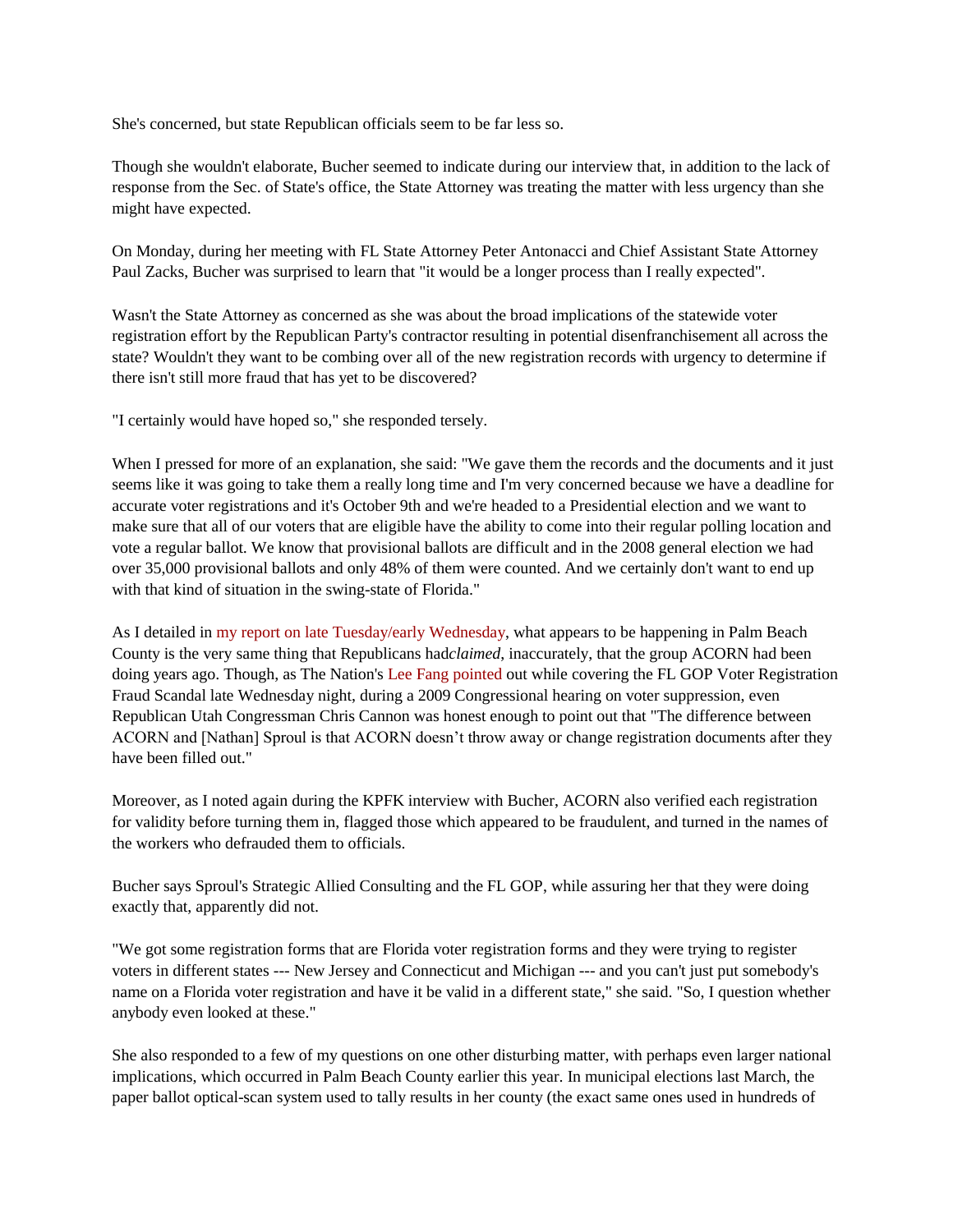She's concerned, but state Republican officials seem to be far less so.

Though she wouldn't elaborate, Bucher seemed to indicate during our interview that, in addition to the lack of response from the Sec. of State's office, the State Attorney was treating the matter with less urgency than she might have expected.

On Monday, during her meeting with FL State Attorney Peter Antonacci and Chief Assistant State Attorney Paul Zacks, Bucher was surprised to learn that "it would be a longer process than I really expected".

Wasn't the State Attorney as concerned as she was about the broad implications of the statewide voter registration effort by the Republican Party's contractor resulting in potential disenfranchisement all across the state? Wouldn't they want to be combing over all of the new registration records with urgency to determine if there isn't still more fraud that has yet to be discovered?

"I certainly would have hoped so," she responded tersely.

When I pressed for more of an explanation, she said: "We gave them the records and the documents and it just seems like it was going to take them a really long time and I'm very concerned because we have a deadline for accurate voter registrations and it's October 9th and we're headed to a Presidential election and we want to make sure that all of our voters that are eligible have the ability to come into their regular polling location and vote a regular ballot. We know that provisional ballots are difficult and in the 2008 general election we had over 35,000 provisional ballots and only 48% of them were counted. And we certainly don't want to end up with that kind of situation in the swing-state of Florida."

As I detailed in my report on late Tuesday/early Wednesday, what appears to be happening in Palm Beach County is the very same thing that Republicans had *claimed*, inaccurately, that the group ACORN had been doing years ago. Though, as The Nation's Lee Fang pointed out while covering the FL GOP Voter Registration Fraud Scandal late Wednesday night, during a 2009 Congressional hearing on voter suppression, even Republican Utah Congressman Chris Cannon was honest enough to point out that "The difference between ACORN and [Nathan] Sproul is that ACORN doesn't throw away or change registration documents after they have been filled out."

Moreover, as I noted again during the KPFK interview with Bucher, ACORN also verified each registration for validity before turning them in, flagged those which appeared to be fraudulent, and turned in the names of the workers who defrauded them to officials.

Bucher says Sproul's Strategic Allied Consulting and the FL GOP, while assuring her that they were doing exactly that, apparently did not.

"We got some registration forms that are Florida voter registration forms and they were trying to register voters in different states --- New Jersey and Connecticut and Michigan --- and you can't just put somebody's name on a Florida voter registration and have it be valid in a different state," she said. "So, I question whether anybody even looked at these."

She also responded to a few of my questions on one other disturbing matter, with perhaps even larger national implications, which occurred in Palm Beach County earlier this year. In municipal elections last March, the paper ballot optical-scan system used to tally results in her county (the exact same ones used in hundreds of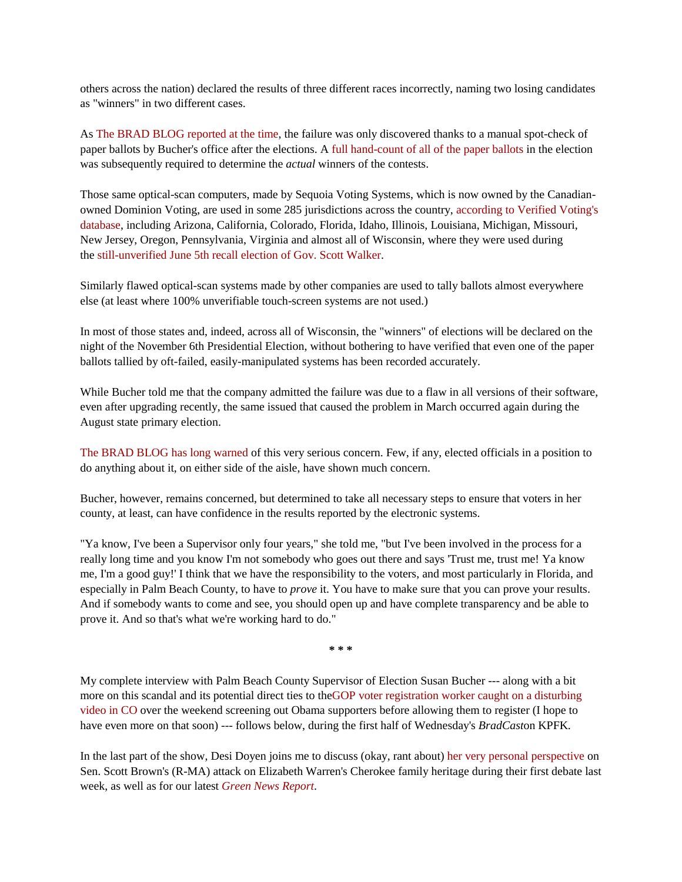others across the nation) declared the results of three different races incorrectly, naming two losing candidates as "winners" in two different cases.

As The BRAD BLOG reported at the time, the failure was only discovered thanks to a manual spot-check of paper ballots by Bucher's office after the elections. A full hand-count of all of the paper ballots in the election was subsequently required to determine the *actual* winners of the contests.

Those same optical-scan computers, made by Sequoia Voting Systems, which is now owned by the Canadian-owned Dominion Voting, are used in some 285 jurisdictions across the country, according to Verified Voting's database, including Arizona, California, Colorado, Florida, Idaho, Illinois, Louisiana, Michigan, Missouri, New Jersey, Oregon, Pennsylvania, Virginia and almost all of Wisconsin, where they were used during the still-unverified June 5th recall election of Gov. Scott Walker.

Similarly flawed optical-scan systems made by other companies are used to tally ballots almost everywhere else (at least where 100% unverifiable touch-screen systems are not used.)

In most of those states and, indeed, across all of Wisconsin, the "winners" of elections will be declared on the night of the November 6th Presidential Election, without bothering to have verified that even one of the paper ballots tallied by oft-failed, easily-manipulated systems has been recorded accurately.

While Bucher told me that the company admitted the failure was due to a flaw in all versions of their software, even after upgrading recently, the same issued that caused the problem in March occurred again during the August state primary election.

The BRAD BLOG has long warned of this very serious concern. Few, if any, elected officials in a position to do anything about it, on either side of the aisle, have shown much concern.

Bucher, however, remains concerned, but determined to take all necessary steps to ensure that voters in her county, at least, can have confidence in the results reported by the electronic systems.

"Ya know, I've been a Supervisor only four years," she told me, "but I've been involved in the process for a really long time and you know I'm not somebody who goes out there and says 'Trust me, trust me! Ya know me, I'm a good guy!' I think that we have the responsibility to the voters, and most particularly in Florida, and especially in Palm Beach County, to have to *prove* it. You have to make sure that you can prove your results. And if somebody wants to come and see, you should open up and have complete transparency and be able to prove it. And so that's what we're working hard to do."

**\* \* \***

My complete interview with Palm Beach County Supervisor of Election Susan Bucher --- along with a bit more on this scandal and its potential direct ties to theGOP voter registration worker caught on a disturbing video in CO over the weekend screening out Obama supporters before allowing them to register (I hope to have even more on that soon) --- follows below, during the first half of Wednesday's *BradCast*on KPFK.

In the last part of the show, Desi Doyen joins me to discuss (okay, rant about) her very personal perspective on Sen. Scott Brown's (R-MA) attack on Elizabeth Warren's Cherokee family heritage during their first debate last week, as well as for our latest *Green News Report*.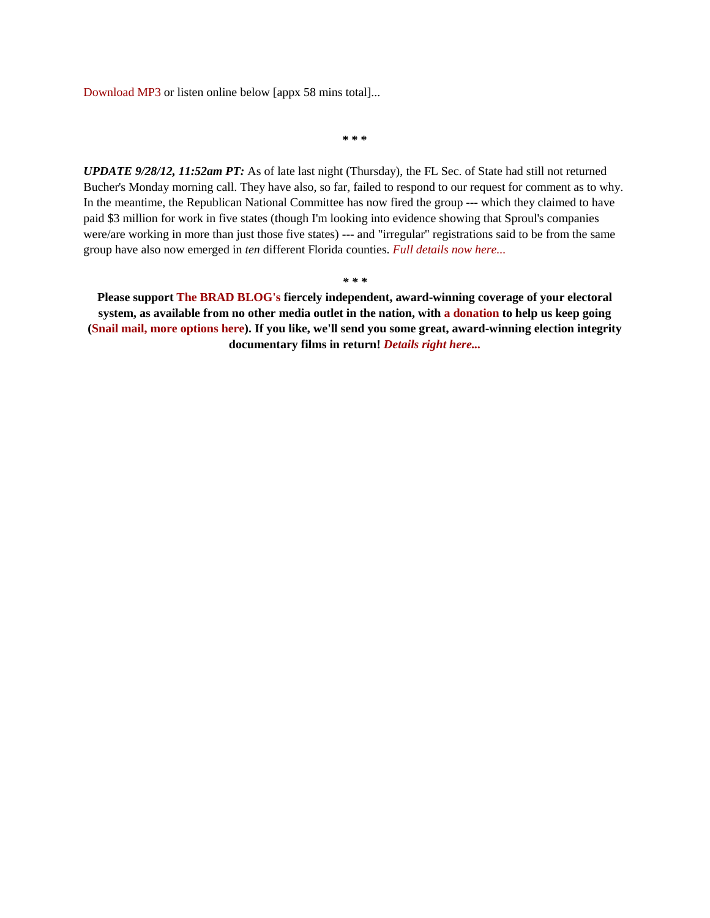Download MP3 or listen online below [appx 58 mins total]...

**\* \* \***

***UPDATE 9/28/12, 11:52am PT:*** As of late last night (Thursday), the FL Sec. of State had still not returned Bucher's Monday morning call. They have also, so far, failed to respond to our request for comment as to why. In the meantime, the Republican National Committee has now fired the group --- which they claimed to have paid $3 million for work in five states (though I'm looking into evidence showing that Sproul's companies were/are working in more than just those five states) --- and "irregular" registrations said to be from the same group have also now emerged in *ten* different Florida counties. *Full details now here...*

**\* \* \***

**Please support The BRAD BLOG's fiercely independent, award-winning coverage of your electoral system, as available from no other media outlet in the nation, with a donation to help us keep going (Snail mail, more options here). If you like, we'll send you some great, award-winning election integrity documentary films in return! *Details right here...***